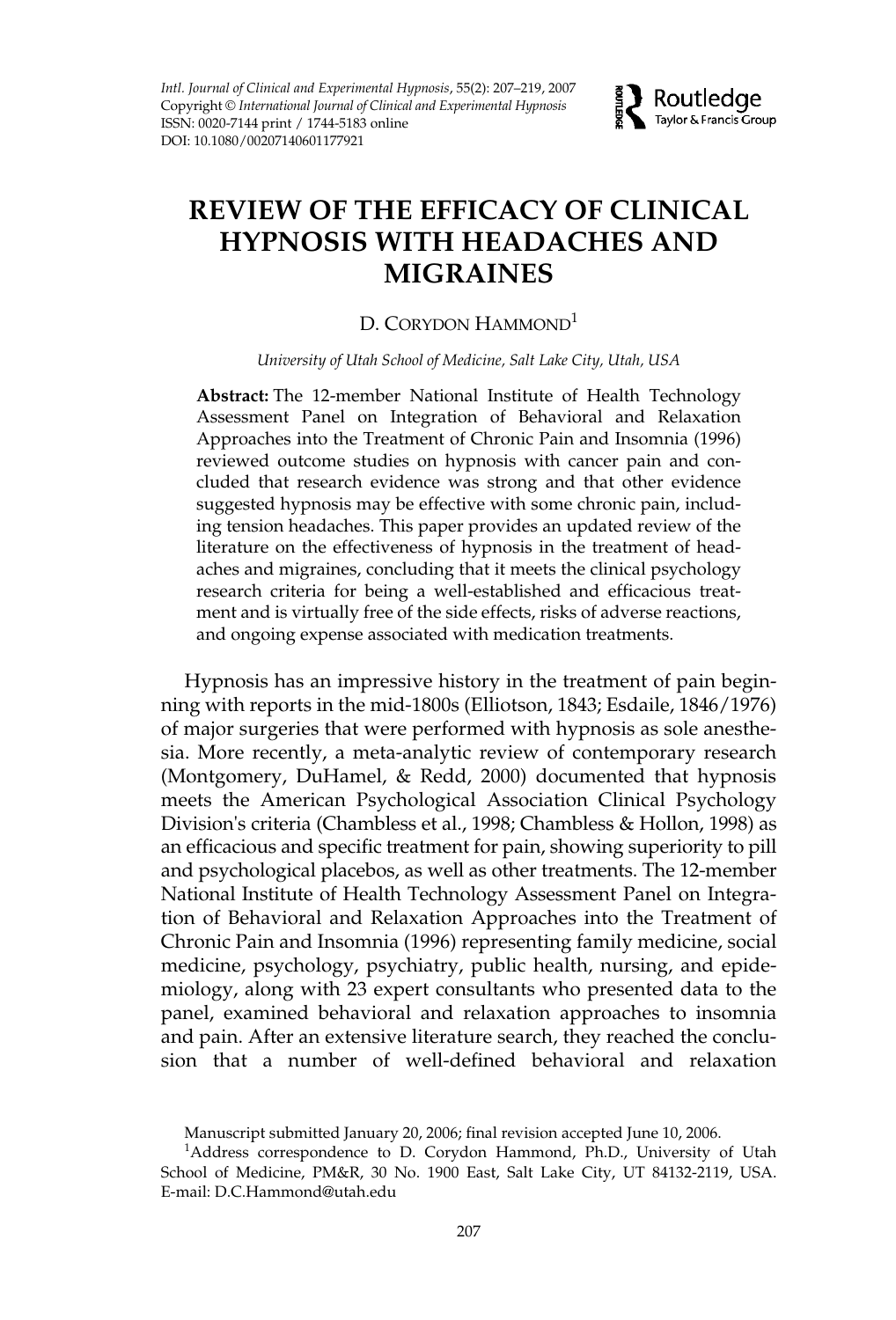*Intl. Journal of Clinical and Experimental Hypnosis*, 55(2): 207–219, 2007
Copyright © *International Journal of Clinical and Experimental Hypnosis*
ISSN: 0020-7144 print / 1744-5183 online
DOI: 10.1080/00207140601177921

# REVIEW OF THE EFFICACY OF CLINICAL HYPNOSIS WITH HEADACHES AND MIGRAINES

D. CORYDON HAMMOND[1]

*University of Utah School of Medicine, Salt Lake City, Utah, USA*

**Abstract:** The 12-member National Institute of Health Technology Assessment Panel on Integration of Behavioral and Relaxation Approaches into the Treatment of Chronic Pain and Insomnia (1996) reviewed outcome studies on hypnosis with cancer pain and concluded that research evidence was strong and that other evidence suggested hypnosis may be effective with some chronic pain, including tension headaches. This paper provides an updated review of the literature on the effectiveness of hypnosis in the treatment of headaches and migraines, concluding that it meets the clinical psychology research criteria for being a well-established and efficacious treatment and is virtually free of the side effects, risks of adverse reactions, and ongoing expense associated with medication treatments.

Hypnosis has an impressive history in the treatment of pain beginning with reports in the mid-1800s (Elliotson, 1843; Esdaile, 1846/1976) of major surgeries that were performed with hypnosis as sole anesthesia. More recently, a meta-analytic review of contemporary research (Montgomery, DuHamel, & Redd, 2000) documented that hypnosis meets the American Psychological Association Clinical Psychology Division's criteria (Chambless et al., 1998; Chambless & Hollon, 1998) as an efficacious and specific treatment for pain, showing superiority to pill and psychological placebos, as well as other treatments. The 12-member National Institute of Health Technology Assessment Panel on Integration of Behavioral and Relaxation Approaches into the Treatment of Chronic Pain and Insomnia (1996) representing family medicine, social medicine, psychology, psychiatry, public health, nursing, and epidemiology, along with 23 expert consultants who presented data to the panel, examined behavioral and relaxation approaches to insomnia and pain. After an extensive literature search, they reached the conclusion that a number of well-defined behavioral and relaxation

Manuscript submitted January 20, 2006; final revision accepted June 10, 2006.

[1]Address correspondence to D. Corydon Hammond, Ph.D., University of Utah School of Medicine, PM&R, 30 No. 1900 East, Salt Lake City, UT 84132-2119, USA. E-mail: D.C.Hammond@utah.edu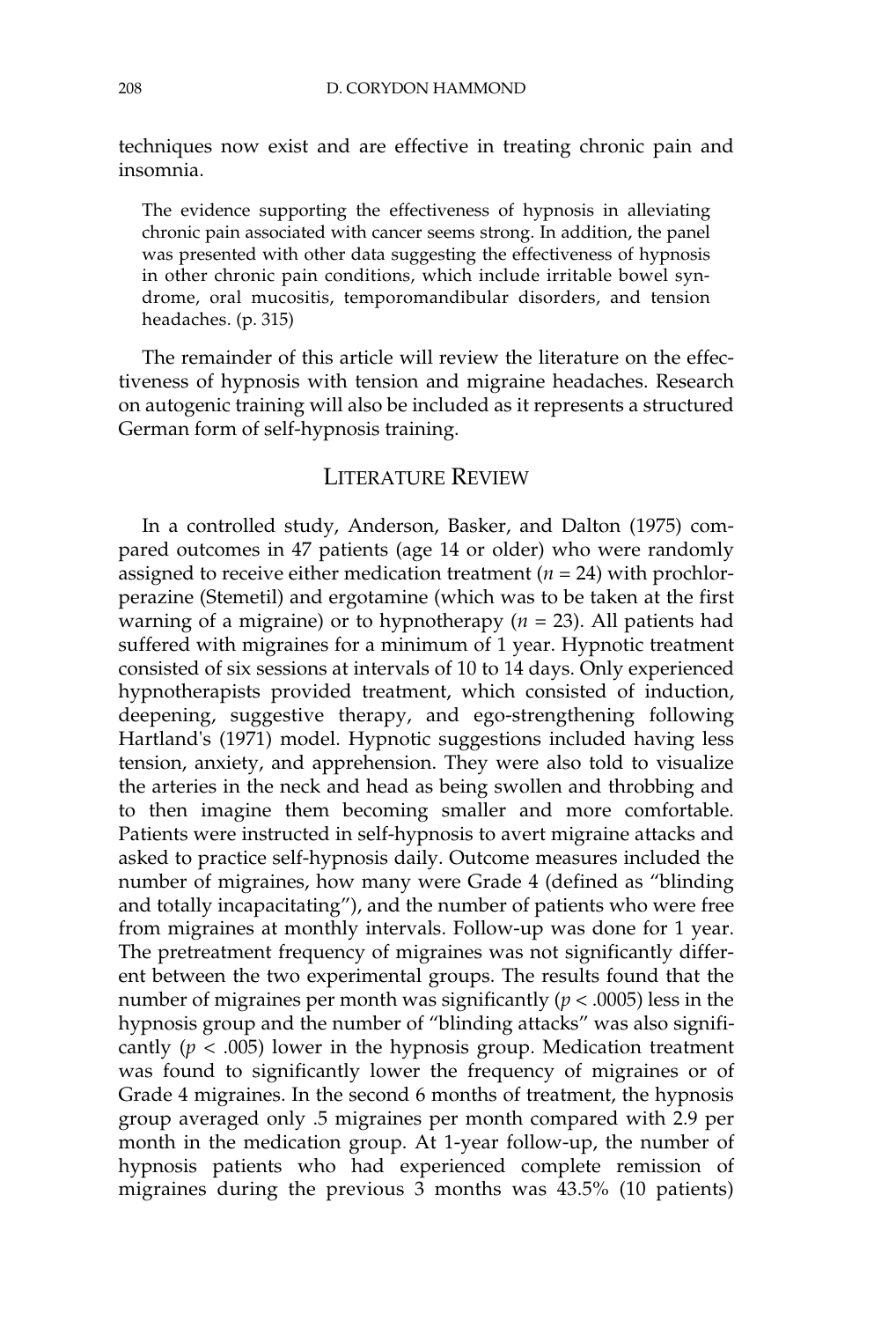techniques now exist and are effective in treating chronic pain and insomnia.

> The evidence supporting the effectiveness of hypnosis in alleviating chronic pain associated with cancer seems strong. In addition, the panel was presented with other data suggesting the effectiveness of hypnosis in other chronic pain conditions, which include irritable bowel syndrome, oral mucositis, temporomandibular disorders, and tension headaches. (p. 315)

The remainder of this article will review the literature on the effectiveness of hypnosis with tension and migraine headaches. Research on autogenic training will also be included as it represents a structured German form of self-hypnosis training.

## Literature Review

In a controlled study, Anderson, Basker, and Dalton (1975) compared outcomes in 47 patients (age 14 or older) who were randomly assigned to receive either medication treatment ($n = 24$) with prochlorperazine (Stemetil) and ergotamine (which was to be taken at the first warning of a migraine) or to hypnotherapy ($n = 23$). All patients had suffered with migraines for a minimum of 1 year. Hypnotic treatment consisted of six sessions at intervals of 10 to 14 days. Only experienced hypnotherapists provided treatment, which consisted of induction, deepening, suggestive therapy, and ego-strengthening following Hartland's (1971) model. Hypnotic suggestions included having less tension, anxiety, and apprehension. They were also told to visualize the arteries in the neck and head as being swollen and throbbing and to then imagine them becoming smaller and more comfortable. Patients were instructed in self-hypnosis to avert migraine attacks and asked to practice self-hypnosis daily. Outcome measures included the number of migraines, how many were Grade 4 (defined as "blinding and totally incapacitating"), and the number of patients who were free from migraines at monthly intervals. Follow-up was done for 1 year. The pretreatment frequency of migraines was not significantly different between the two experimental groups. The results found that the number of migraines per month was significantly ($p < .0005$) less in the hypnosis group and the number of "blinding attacks" was also significantly ($p < .005$) lower in the hypnosis group. Medication treatment was found to significantly lower the frequency of migraines or of Grade 4 migraines. In the second 6 months of treatment, the hypnosis group averaged only .5 migraines per month compared with 2.9 per month in the medication group. At 1-year follow-up, the number of hypnosis patients who had experienced complete remission of migraines during the previous 3 months was 43.5% (10 patients)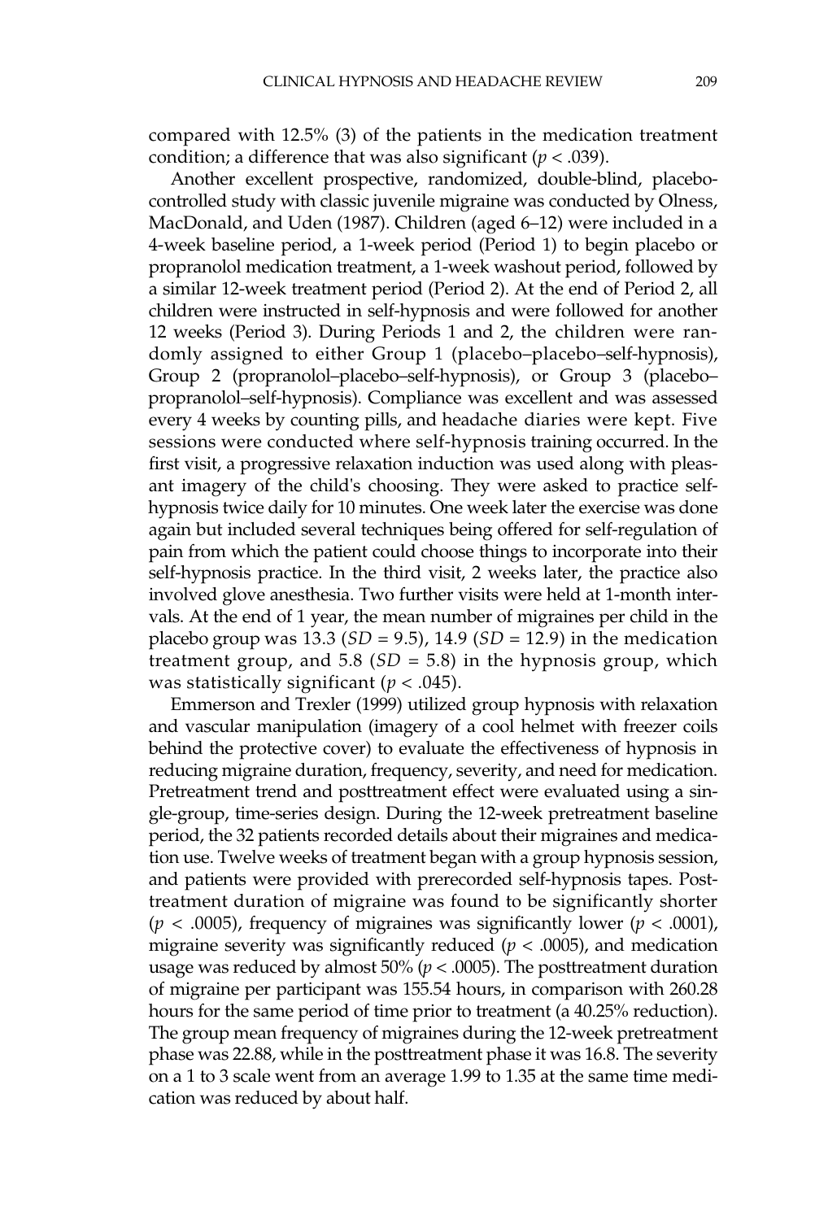compared with 12.5% (3) of the patients in the medication treatment condition; a difference that was also significant ($p < .039$).

Another excellent prospective, randomized, double-blind, placebo-controlled study with classic juvenile migraine was conducted by Olness, MacDonald, and Uden (1987). Children (aged 6–12) were included in a 4-week baseline period, a 1-week period (Period 1) to begin placebo or propranolol medication treatment, a 1-week washout period, followed by a similar 12-week treatment period (Period 2). At the end of Period 2, all children were instructed in self-hypnosis and were followed for another 12 weeks (Period 3). During Periods 1 and 2, the children were randomly assigned to either Group 1 (placebo–placebo–self-hypnosis), Group 2 (propranolol–placebo–self-hypnosis), or Group 3 (placebo–propranolol–self-hypnosis). Compliance was excellent and was assessed every 4 weeks by counting pills, and headache diaries were kept. Five sessions were conducted where self-hypnosis training occurred. In the first visit, a progressive relaxation induction was used along with pleasant imagery of the child's choosing. They were asked to practice self-hypnosis twice daily for 10 minutes. One week later the exercise was done again but included several techniques being offered for self-regulation of pain from which the patient could choose things to incorporate into their self-hypnosis practice. In the third visit, 2 weeks later, the practice also involved glove anesthesia. Two further visits were held at 1-month intervals. At the end of 1 year, the mean number of migraines per child in the placebo group was 13.3 ($SD = 9.5$), 14.9 ($SD = 12.9$) in the medication treatment group, and 5.8 ($SD = 5.8$) in the hypnosis group, which was statistically significant ($p < .045$).

Emmerson and Trexler (1999) utilized group hypnosis with relaxation and vascular manipulation (imagery of a cool helmet with freezer coils behind the protective cover) to evaluate the effectiveness of hypnosis in reducing migraine duration, frequency, severity, and need for medication. Pretreatment trend and posttreatment effect were evaluated using a single-group, time-series design. During the 12-week pretreatment baseline period, the 32 patients recorded details about their migraines and medication use. Twelve weeks of treatment began with a group hypnosis session, and patients were provided with prerecorded self-hypnosis tapes. Posttreatment duration of migraine was found to be significantly shorter ($p < .0005$), frequency of migraines was significantly lower ($p < .0001$), migraine severity was significantly reduced ($p < .0005$), and medication usage was reduced by almost 50% ($p < .0005$). The posttreatment duration of migraine per participant was 155.54 hours, in comparison with 260.28 hours for the same period of time prior to treatment (a 40.25% reduction). The group mean frequency of migraines during the 12-week pretreatment phase was 22.88, while in the posttreatment phase it was 16.8. The severity on a 1 to 3 scale went from an average 1.99 to 1.35 at the same time medication was reduced by about half.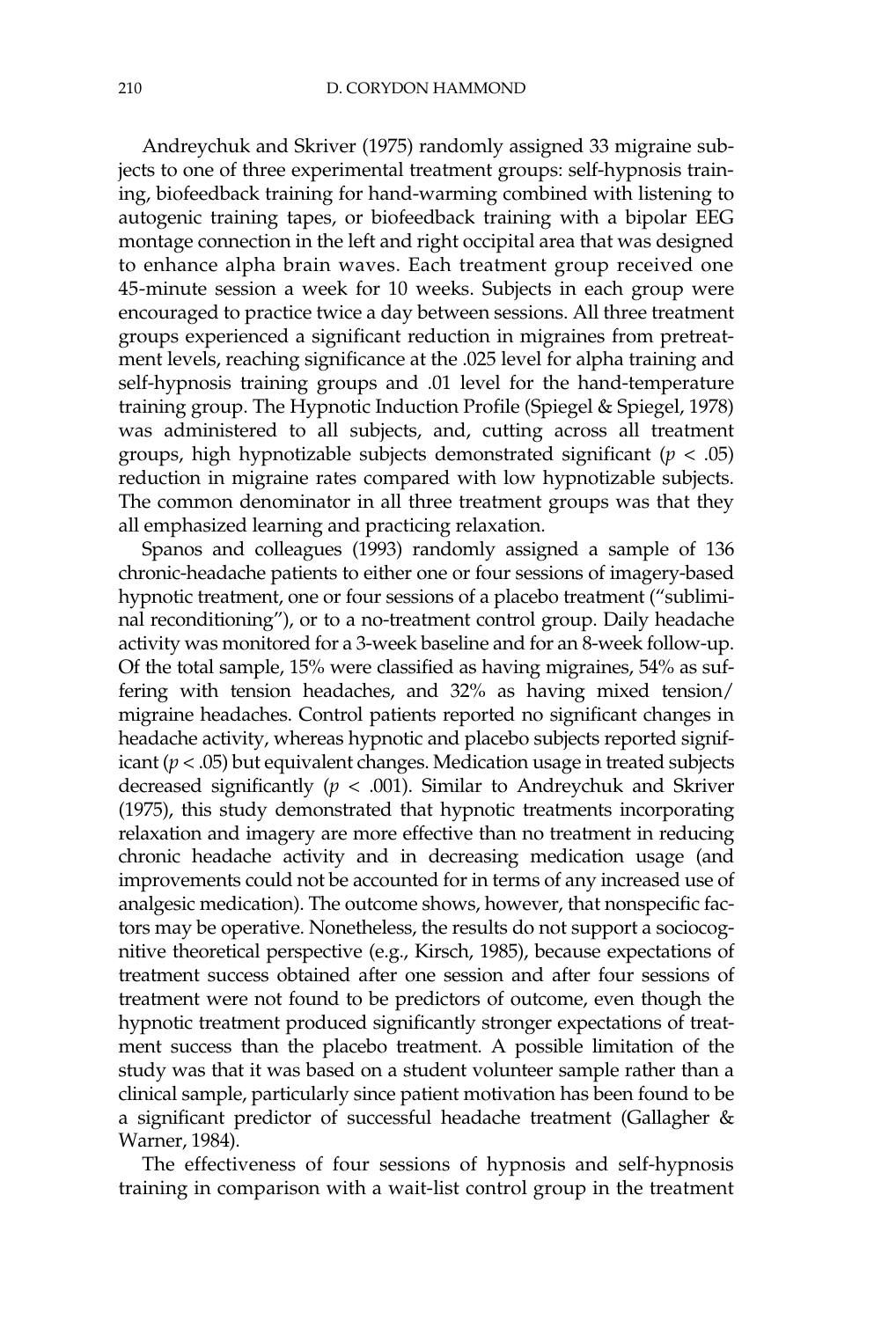Andreychuk and Skriver (1975) randomly assigned 33 migraine subjects to one of three experimental treatment groups: self-hypnosis training, biofeedback training for hand-warming combined with listening to autogenic training tapes, or biofeedback training with a bipolar EEG montage connection in the left and right occipital area that was designed to enhance alpha brain waves. Each treatment group received one 45-minute session a week for 10 weeks. Subjects in each group were encouraged to practice twice a day between sessions. All three treatment groups experienced a significant reduction in migraines from pretreatment levels, reaching significance at the .025 level for alpha training and self-hypnosis training groups and .01 level for the hand-temperature training group. The Hypnotic Induction Profile (Spiegel & Spiegel, 1978) was administered to all subjects, and, cutting across all treatment groups, high hypnotizable subjects demonstrated significant ($p < .05$) reduction in migraine rates compared with low hypnotizable subjects. The common denominator in all three treatment groups was that they all emphasized learning and practicing relaxation.

Spanos and colleagues (1993) randomly assigned a sample of 136 chronic-headache patients to either one or four sessions of imagery-based hypnotic treatment, one or four sessions of a placebo treatment ("subliminal reconditioning"), or to a no-treatment control group. Daily headache activity was monitored for a 3-week baseline and for an 8-week follow-up. Of the total sample, 15% were classified as having migraines, 54% as suffering with tension headaches, and 32% as having mixed tension/migraine headaches. Control patients reported no significant changes in headache activity, whereas hypnotic and placebo subjects reported significant ($p < .05$) but equivalent changes. Medication usage in treated subjects decreased significantly ($p < .001$). Similar to Andreychuk and Skriver (1975), this study demonstrated that hypnotic treatments incorporating relaxation and imagery are more effective than no treatment in reducing chronic headache activity and in decreasing medication usage (and improvements could not be accounted for in terms of any increased use of analgesic medication). The outcome shows, however, that nonspecific factors may be operative. Nonetheless, the results do not support a sociocognitive theoretical perspective (e.g., Kirsch, 1985), because expectations of treatment success obtained after one session and after four sessions of treatment were not found to be predictors of outcome, even though the hypnotic treatment produced significantly stronger expectations of treatment success than the placebo treatment. A possible limitation of the study was that it was based on a student volunteer sample rather than a clinical sample, particularly since patient motivation has been found to be a significant predictor of successful headache treatment (Gallagher & Warner, 1984).

The effectiveness of four sessions of hypnosis and self-hypnosis training in comparison with a wait-list control group in the treatment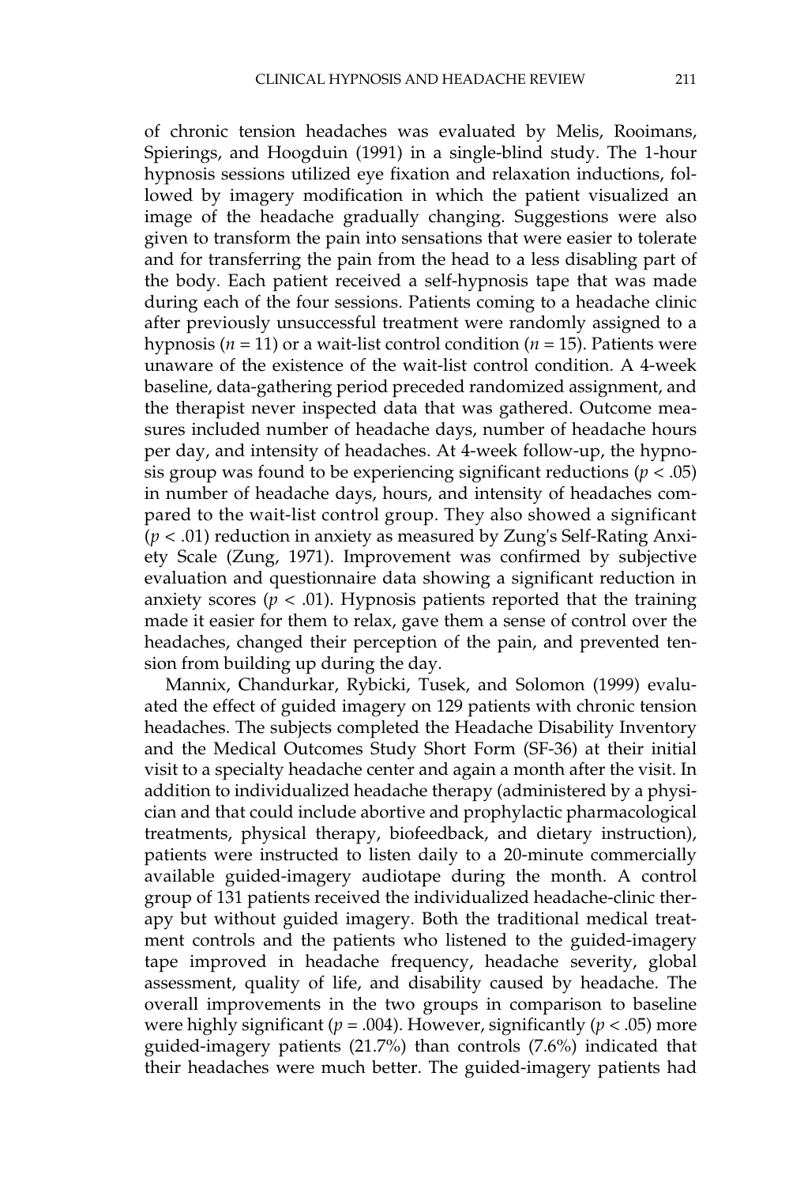of chronic tension headaches was evaluated by Melis, Rooimans, Spierings, and Hoogduin (1991) in a single-blind study. The 1-hour hypnosis sessions utilized eye fixation and relaxation inductions, followed by imagery modification in which the patient visualized an image of the headache gradually changing. Suggestions were also given to transform the pain into sensations that were easier to tolerate and for transferring the pain from the head to a less disabling part of the body. Each patient received a self-hypnosis tape that was made during each of the four sessions. Patients coming to a headache clinic after previously unsuccessful treatment were randomly assigned to a hypnosis ($n = 11$) or a wait-list control condition ($n = 15$). Patients were unaware of the existence of the wait-list control condition. A 4-week baseline, data-gathering period preceded randomized assignment, and the therapist never inspected data that was gathered. Outcome measures included number of headache days, number of headache hours per day, and intensity of headaches. At 4-week follow-up, the hypnosis group was found to be experiencing significant reductions ($p < .05$) in number of headache days, hours, and intensity of headaches compared to the wait-list control group. They also showed a significant ($p < .01$) reduction in anxiety as measured by Zung's Self-Rating Anxiety Scale (Zung, 1971). Improvement was confirmed by subjective evaluation and questionnaire data showing a significant reduction in anxiety scores ($p < .01$). Hypnosis patients reported that the training made it easier for them to relax, gave them a sense of control over the headaches, changed their perception of the pain, and prevented tension from building up during the day.

Mannix, Chandurkar, Rybicki, Tusek, and Solomon (1999) evaluated the effect of guided imagery on 129 patients with chronic tension headaches. The subjects completed the Headache Disability Inventory and the Medical Outcomes Study Short Form (SF-36) at their initial visit to a specialty headache center and again a month after the visit. In addition to individualized headache therapy (administered by a physician and that could include abortive and prophylactic pharmacological treatments, physical therapy, biofeedback, and dietary instruction), patients were instructed to listen daily to a 20-minute commercially available guided-imagery audiotape during the month. A control group of 131 patients received the individualized headache-clinic therapy but without guided imagery. Both the traditional medical treatment controls and the patients who listened to the guided-imagery tape improved in headache frequency, headache severity, global assessment, quality of life, and disability caused by headache. The overall improvements in the two groups in comparison to baseline were highly significant ($p = .004$). However, significantly ($p < .05$) more guided-imagery patients (21.7%) than controls (7.6%) indicated that their headaches were much better. The guided-imagery patients had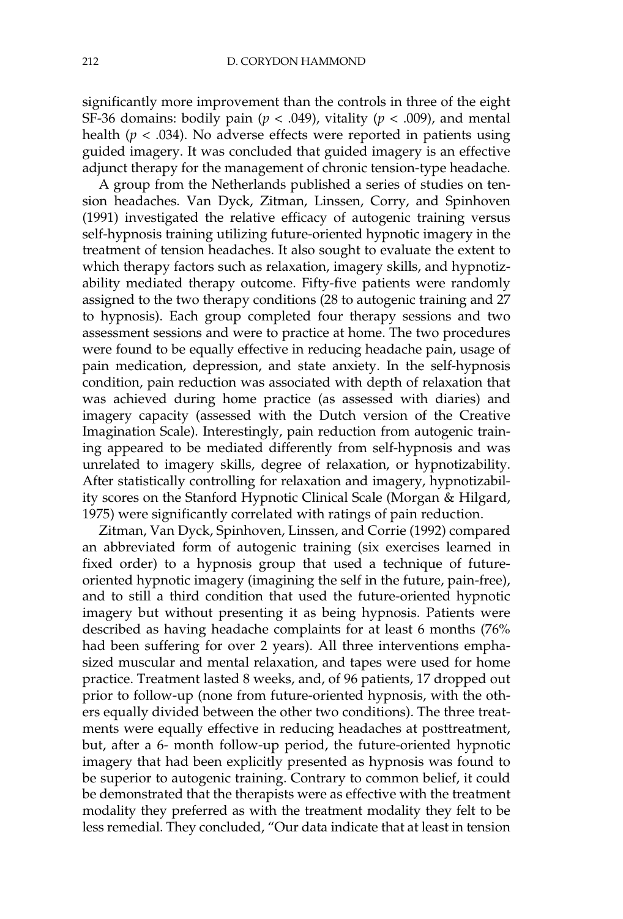significantly more improvement than the controls in three of the eight SF-36 domains: bodily pain ($p < .049$), vitality ($p < .009$), and mental health ($p < .034$). No adverse effects were reported in patients using guided imagery. It was concluded that guided imagery is an effective adjunct therapy for the management of chronic tension-type headache.

A group from the Netherlands published a series of studies on tension headaches. Van Dyck, Zitman, Linssen, Corry, and Spinhoven (1991) investigated the relative efficacy of autogenic training versus self-hypnosis training utilizing future-oriented hypnotic imagery in the treatment of tension headaches. It also sought to evaluate the extent to which therapy factors such as relaxation, imagery skills, and hypnotizability mediated therapy outcome. Fifty-five patients were randomly assigned to the two therapy conditions (28 to autogenic training and 27 to hypnosis). Each group completed four therapy sessions and two assessment sessions and were to practice at home. The two procedures were found to be equally effective in reducing headache pain, usage of pain medication, depression, and state anxiety. In the self-hypnosis condition, pain reduction was associated with depth of relaxation that was achieved during home practice (as assessed with diaries) and imagery capacity (assessed with the Dutch version of the Creative Imagination Scale). Interestingly, pain reduction from autogenic training appeared to be mediated differently from self-hypnosis and was unrelated to imagery skills, degree of relaxation, or hypnotizability. After statistically controlling for relaxation and imagery, hypnotizability scores on the Stanford Hypnotic Clinical Scale (Morgan & Hilgard, 1975) were significantly correlated with ratings of pain reduction.

Zitman, Van Dyck, Spinhoven, Linssen, and Corrie (1992) compared an abbreviated form of autogenic training (six exercises learned in fixed order) to a hypnosis group that used a technique of future-oriented hypnotic imagery (imagining the self in the future, pain-free), and to still a third condition that used the future-oriented hypnotic imagery but without presenting it as being hypnosis. Patients were described as having headache complaints for at least 6 months (76% had been suffering for over 2 years). All three interventions emphasized muscular and mental relaxation, and tapes were used for home practice. Treatment lasted 8 weeks, and, of 96 patients, 17 dropped out prior to follow-up (none from future-oriented hypnosis, with the others equally divided between the other two conditions). The three treatments were equally effective in reducing headaches at posttreatment, but, after a 6- month follow-up period, the future-oriented hypnotic imagery that had been explicitly presented as hypnosis was found to be superior to autogenic training. Contrary to common belief, it could be demonstrated that the therapists were as effective with the treatment modality they preferred as with the treatment modality they felt to be less remedial. They concluded, "Our data indicate that at least in tension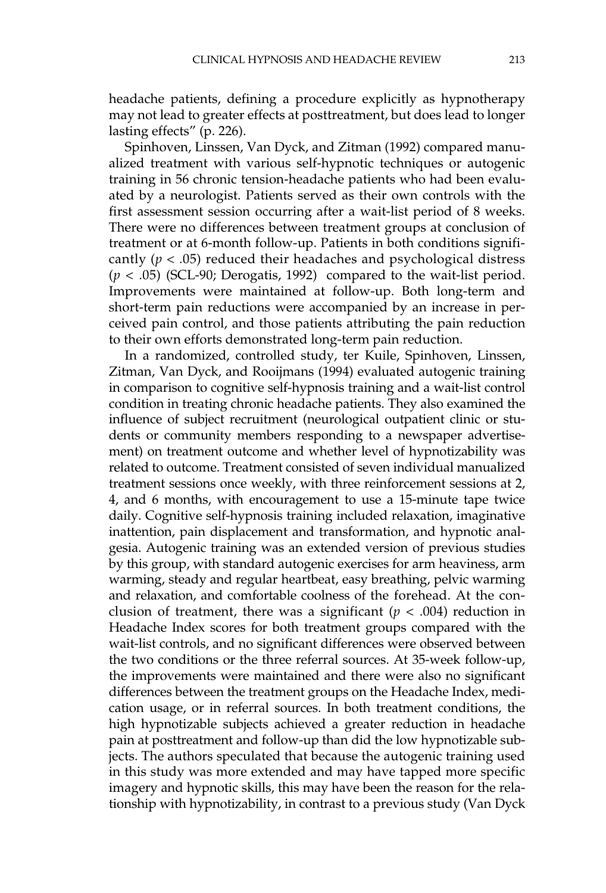headache patients, defining a procedure explicitly as hypnotherapy may not lead to greater effects at posttreatment, but does lead to longer lasting effects" (p. 226).

Spinhoven, Linssen, Van Dyck, and Zitman (1992) compared manualized treatment with various self-hypnotic techniques or autogenic training in 56 chronic tension-headache patients who had been evaluated by a neurologist. Patients served as their own controls with the first assessment session occurring after a wait-list period of 8 weeks. There were no differences between treatment groups at conclusion of treatment or at 6-month follow-up. Patients in both conditions significantly ($p < .05$) reduced their headaches and psychological distress ($p < .05$) (SCL-90; Derogatis, 1992) compared to the wait-list period. Improvements were maintained at follow-up. Both long-term and short-term pain reductions were accompanied by an increase in perceived pain control, and those patients attributing the pain reduction to their own efforts demonstrated long-term pain reduction.

In a randomized, controlled study, ter Kuile, Spinhoven, Linssen, Zitman, Van Dyck, and Rooijmans (1994) evaluated autogenic training in comparison to cognitive self-hypnosis training and a wait-list control condition in treating chronic headache patients. They also examined the influence of subject recruitment (neurological outpatient clinic or students or community members responding to a newspaper advertisement) on treatment outcome and whether level of hypnotizability was related to outcome. Treatment consisted of seven individual manualized treatment sessions once weekly, with three reinforcement sessions at 2, 4, and 6 months, with encouragement to use a 15-minute tape twice daily. Cognitive self-hypnosis training included relaxation, imaginative inattention, pain displacement and transformation, and hypnotic analgesia. Autogenic training was an extended version of previous studies by this group, with standard autogenic exercises for arm heaviness, arm warming, steady and regular heartbeat, easy breathing, pelvic warming and relaxation, and comfortable coolness of the forehead. At the conclusion of treatment, there was a significant ($p < .004$) reduction in Headache Index scores for both treatment groups compared with the wait-list controls, and no significant differences were observed between the two conditions or the three referral sources. At 35-week follow-up, the improvements were maintained and there were also no significant differences between the treatment groups on the Headache Index, medication usage, or in referral sources. In both treatment conditions, the high hypnotizable subjects achieved a greater reduction in headache pain at posttreatment and follow-up than did the low hypnotizable subjects. The authors speculated that because the autogenic training used in this study was more extended and may have tapped more specific imagery and hypnotic skills, this may have been the reason for the relationship with hypnotizability, in contrast to a previous study (Van Dyck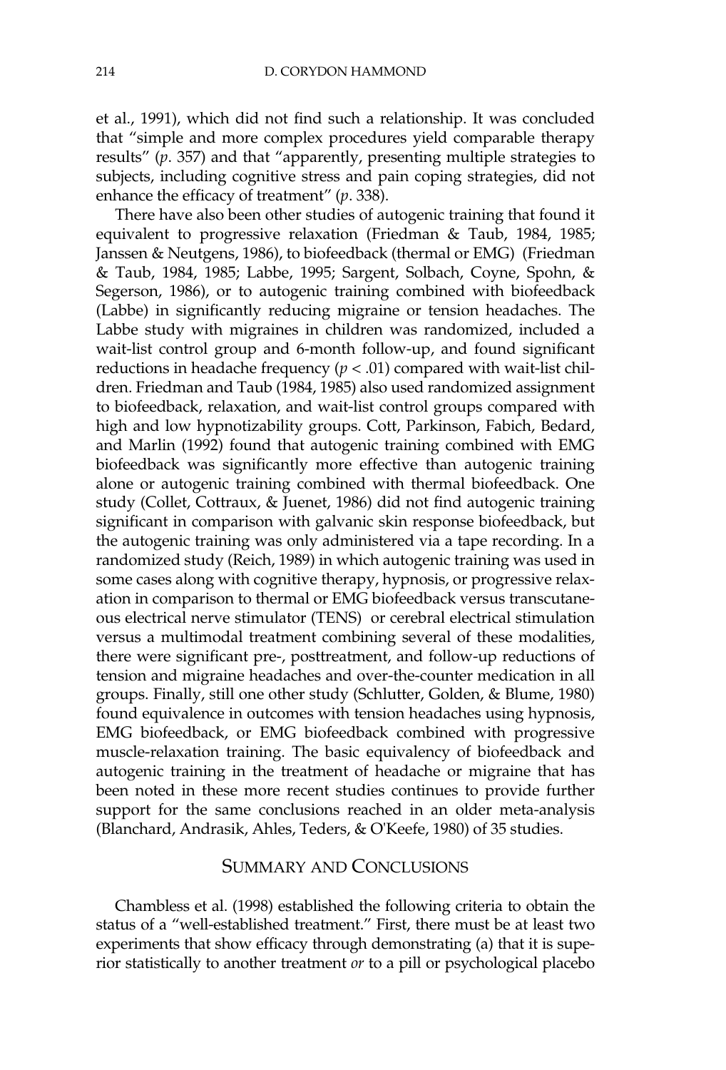et al., 1991), which did not find such a relationship. It was concluded that "simple and more complex procedures yield comparable therapy results" (*p*. 357) and that "apparently, presenting multiple strategies to subjects, including cognitive stress and pain coping strategies, did not enhance the efficacy of treatment" (*p*. 338).

There have also been other studies of autogenic training that found it equivalent to progressive relaxation (Friedman & Taub, 1984, 1985; Janssen & Neutgens, 1986), to biofeedback (thermal or EMG) (Friedman & Taub, 1984, 1985; Labbe, 1995; Sargent, Solbach, Coyne, Spohn, & Segerson, 1986), or to autogenic training combined with biofeedback (Labbe) in significantly reducing migraine or tension headaches. The Labbe study with migraines in children was randomized, included a wait-list control group and 6-month follow-up, and found significant reductions in headache frequency ($p < .01$) compared with wait-list children. Friedman and Taub (1984, 1985) also used randomized assignment to biofeedback, relaxation, and wait-list control groups compared with high and low hypnotizability groups. Cott, Parkinson, Fabich, Bedard, and Marlin (1992) found that autogenic training combined with EMG biofeedback was significantly more effective than autogenic training alone or autogenic training combined with thermal biofeedback. One study (Collet, Cottraux, & Juenet, 1986) did not find autogenic training significant in comparison with galvanic skin response biofeedback, but the autogenic training was only administered via a tape recording. In a randomized study (Reich, 1989) in which autogenic training was used in some cases along with cognitive therapy, hypnosis, or progressive relaxation in comparison to thermal or EMG biofeedback versus transcutaneous electrical nerve stimulator (TENS) or cerebral electrical stimulation versus a multimodal treatment combining several of these modalities, there were significant pre-, posttreatment, and follow-up reductions of tension and migraine headaches and over-the-counter medication in all groups. Finally, still one other study (Schlutter, Golden, & Blume, 1980) found equivalence in outcomes with tension headaches using hypnosis, EMG biofeedback, or EMG biofeedback combined with progressive muscle-relaxation training. The basic equivalency of biofeedback and autogenic training in the treatment of headache or migraine that has been noted in these more recent studies continues to provide further support for the same conclusions reached in an older meta-analysis (Blanchard, Andrasik, Ahles, Teders, & O'Keefe, 1980) of 35 studies.

## Summary and Conclusions

Chambless et al. (1998) established the following criteria to obtain the status of a "well-established treatment." First, there must be at least two experiments that show efficacy through demonstrating (a) that it is superior statistically to another treatment *or* to a pill or psychological placebo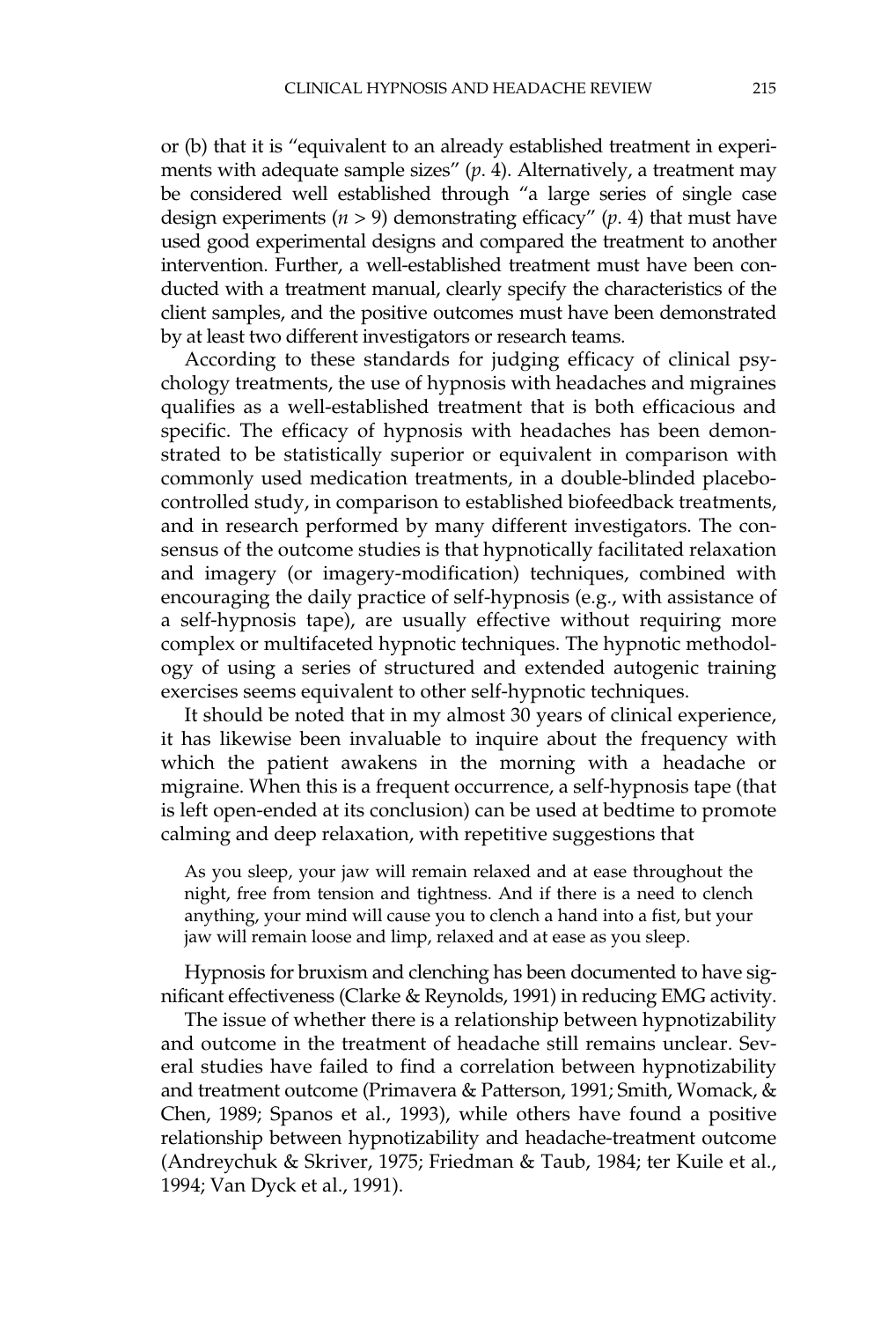or (b) that it is "equivalent to an already established treatment in experiments with adequate sample sizes" (*p*. 4). Alternatively, a treatment may be considered well established through "a large series of single case design experiments ($n > 9$) demonstrating efficacy" (*p*. 4) that must have used good experimental designs and compared the treatment to another intervention. Further, a well-established treatment must have been conducted with a treatment manual, clearly specify the characteristics of the client samples, and the positive outcomes must have been demonstrated by at least two different investigators or research teams.

According to these standards for judging efficacy of clinical psychology treatments, the use of hypnosis with headaches and migraines qualifies as a well-established treatment that is both efficacious and specific. The efficacy of hypnosis with headaches has been demonstrated to be statistically superior or equivalent in comparison with commonly used medication treatments, in a double-blinded placebo-controlled study, in comparison to established biofeedback treatments, and in research performed by many different investigators. The consensus of the outcome studies is that hypnotically facilitated relaxation and imagery (or imagery-modification) techniques, combined with encouraging the daily practice of self-hypnosis (e.g., with assistance of a self-hypnosis tape), are usually effective without requiring more complex or multifaceted hypnotic techniques. The hypnotic methodology of using a series of structured and extended autogenic training exercises seems equivalent to other self-hypnotic techniques.

It should be noted that in my almost 30 years of clinical experience, it has likewise been invaluable to inquire about the frequency with which the patient awakens in the morning with a headache or migraine. When this is a frequent occurrence, a self-hypnosis tape (that is left open-ended at its conclusion) can be used at bedtime to promote calming and deep relaxation, with repetitive suggestions that

> As you sleep, your jaw will remain relaxed and at ease throughout the night, free from tension and tightness. And if there is a need to clench anything, your mind will cause you to clench a hand into a fist, but your jaw will remain loose and limp, relaxed and at ease as you sleep.

Hypnosis for bruxism and clenching has been documented to have significant effectiveness (Clarke & Reynolds, 1991) in reducing EMG activity.

The issue of whether there is a relationship between hypnotizability and outcome in the treatment of headache still remains unclear. Several studies have failed to find a correlation between hypnotizability and treatment outcome (Primavera & Patterson, 1991; Smith, Womack, & Chen, 1989; Spanos et al., 1993), while others have found a positive relationship between hypnotizability and headache-treatment outcome (Andreychuk & Skriver, 1975; Friedman & Taub, 1984; ter Kuile et al., 1994; Van Dyck et al., 1991).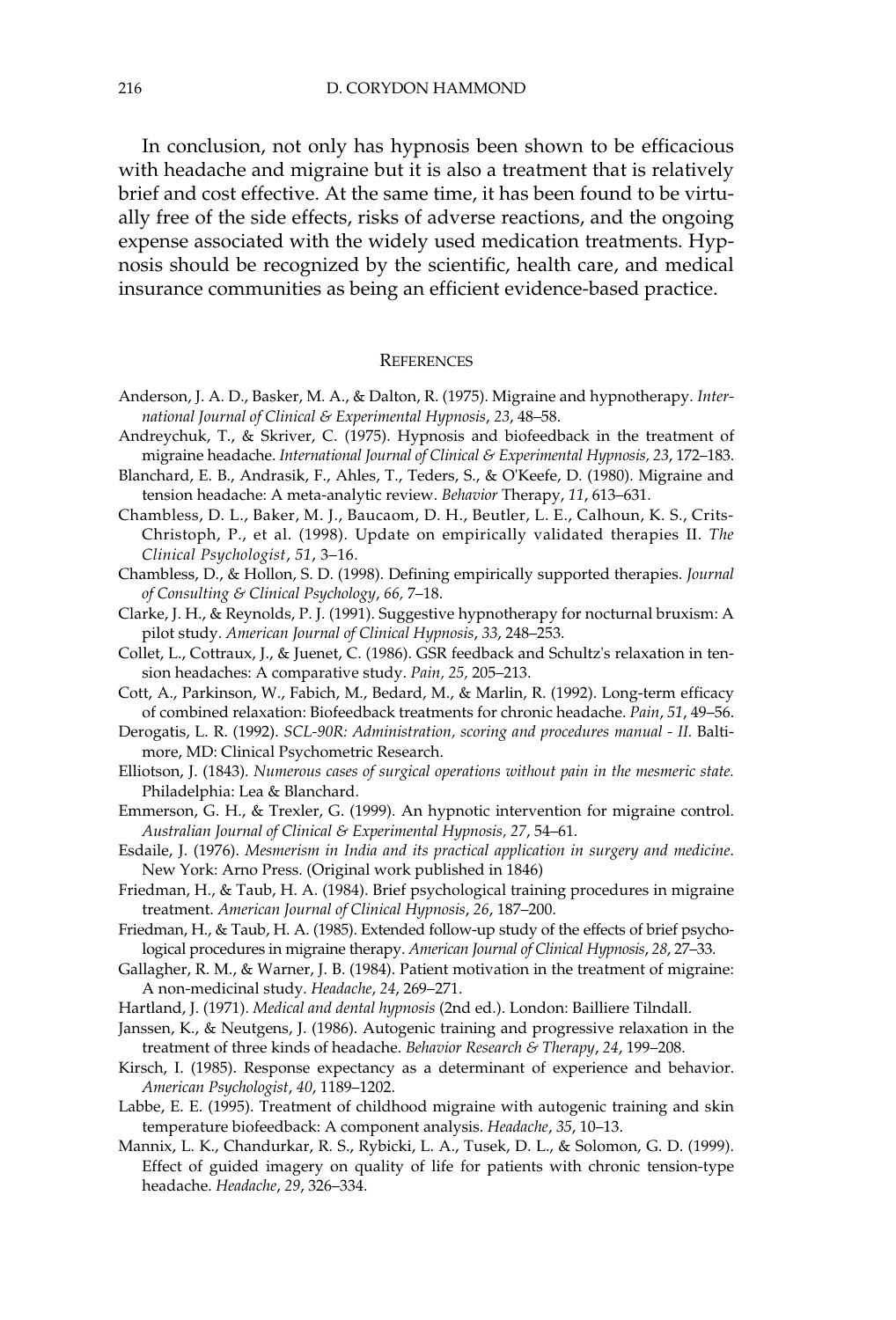In conclusion, not only has hypnosis been shown to be efficacious with headache and migraine but it is also a treatment that is relatively brief and cost effective. At the same time, it has been found to be virtually free of the side effects, risks of adverse reactions, and the ongoing expense associated with the widely used medication treatments. Hypnosis should be recognized by the scientific, health care, and medical insurance communities as being an efficient evidence-based practice.

## References

Anderson, J. A. D., Basker, M. A., & Dalton, R. (1975). Migraine and hypnotherapy. *International Journal of Clinical & Experimental Hypnosis*, *23*, 48–58.

Andreychuk, T., & Skriver, C. (1975). Hypnosis and biofeedback in the treatment of migraine headache. *International Journal of Clinical & Experimental Hypnosis, 23*, 172–183.

Blanchard, E. B., Andrasik, F., Ahles, T., Teders, S., & O'Keefe, D. (1980). Migraine and tension headache: A meta-analytic review. *Behavior* Therapy, *11*, 613–631.

Chambless, D. L., Baker, M. J., Baucaom, D. H., Beutler, L. E., Calhoun, K. S., Crits-Christoph, P., et al. (1998). Update on empirically validated therapies II. *The Clinical Psychologist*, *51*, 3–16.

Chambless, D., & Hollon, S. D. (1998). Defining empirically supported therapies. *Journal of Consulting & Clinical Psychology*, *66,* 7–18.

Clarke, J. H., & Reynolds, P. J. (1991). Suggestive hypnotherapy for nocturnal bruxism: A pilot study. *American Journal of Clinical Hypnosis*, *33*, 248–253.

Collet, L., Cottraux, J., & Juenet, C. (1986). GSR feedback and Schultz's relaxation in tension headaches: A comparative study. *Pain, 25,* 205–213.

Cott, A., Parkinson, W., Fabich, M., Bedard, M., & Marlin, R. (1992). Long-term efficacy of combined relaxation: Biofeedback treatments for chronic headache. *Pain*, *51*, 49–56.

Derogatis, L. R. (1992). *SCL-90R: Administration, scoring and procedures manual - II.* Baltimore, MD: Clinical Psychometric Research.

Elliotson, J. (1843). *Numerous cases of surgical operations without pain in the mesmeric state.* Philadelphia: Lea & Blanchard.

Emmerson, G. H., & Trexler, G. (1999). An hypnotic intervention for migraine control. *Australian Journal of Clinical & Experimental Hypnosis, 27*, 54–61.

Esdaile, J. (1976). *Mesmerism in India and its practical application in surgery and medicine*. New York: Arno Press. (Original work published in 1846)

Friedman, H., & Taub, H. A. (1984). Brief psychological training procedures in migraine treatment. *American Journal of Clinical Hypnosis*, *26*, 187–200.

Friedman, H., & Taub, H. A. (1985). Extended follow-up study of the effects of brief psychological procedures in migraine therapy. *American Journal of Clinical Hypnosis*, *28*, 27–33.

Gallagher, R. M., & Warner, J. B. (1984). Patient motivation in the treatment of migraine: A non-medicinal study. *Headache*, *24*, 269–271.

Hartland, J. (1971). *Medical and dental hypnosis* (2nd ed.). London: Bailliere Tilndall.

Janssen, K., & Neutgens, J. (1986). Autogenic training and progressive relaxation in the treatment of three kinds of headache. *Behavior Research & Therapy*, *24*, 199–208.

Kirsch, I. (1985). Response expectancy as a determinant of experience and behavior. *American Psychologist*, *40*, 1189–1202.

Labbe, E. E. (1995). Treatment of childhood migraine with autogenic training and skin temperature biofeedback: A component analysis. *Headache*, *35*, 10–13.

Mannix, L. K., Chandurkar, R. S., Rybicki, L. A., Tusek, D. L., & Solomon, G. D. (1999). Effect of guided imagery on quality of life for patients with chronic tension-type headache. *Headache*, *29*, 326–334.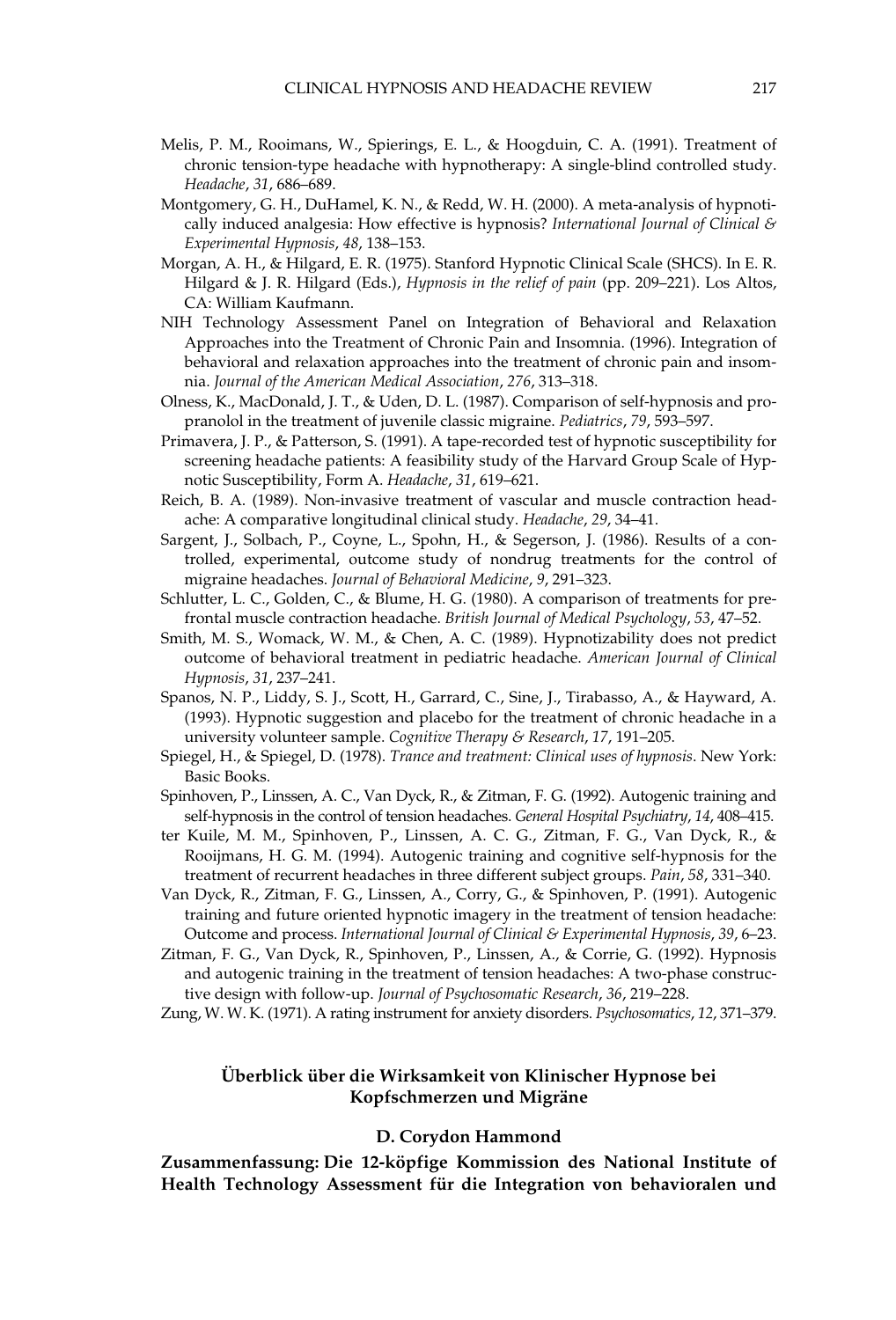Melis, P. M., Rooimans, W., Spierings, E. L., & Hoogduin, C. A. (1991). Treatment of chronic tension-type headache with hypnotherapy: A single-blind controlled study. *Headache*, *31*, 686–689.

Montgomery, G. H., DuHamel, K. N., & Redd, W. H. (2000). A meta-analysis of hypnotically induced analgesia: How effective is hypnosis? *International Journal of Clinical & Experimental Hypnosis*, *48*, 138–153.

Morgan, A. H., & Hilgard, E. R. (1975). Stanford Hypnotic Clinical Scale (SHCS). In E. R. Hilgard & J. R. Hilgard (Eds.), *Hypnosis in the relief of pain* (pp. 209–221). Los Altos, CA: William Kaufmann.

NIH Technology Assessment Panel on Integration of Behavioral and Relaxation Approaches into the Treatment of Chronic Pain and Insomnia. (1996). Integration of behavioral and relaxation approaches into the treatment of chronic pain and insomnia. *Journal of the American Medical Association*, *276*, 313–318.

Olness, K., MacDonald, J. T., & Uden, D. L. (1987). Comparison of self-hypnosis and propranolol in the treatment of juvenile classic migraine. *Pediatrics*, *79*, 593–597.

Primavera, J. P., & Patterson, S. (1991). A tape-recorded test of hypnotic susceptibility for screening headache patients: A feasibility study of the Harvard Group Scale of Hypnotic Susceptibility, Form A. *Headache*, *31*, 619–621.

Reich, B. A. (1989). Non-invasive treatment of vascular and muscle contraction headache: A comparative longitudinal clinical study. *Headache*, *29*, 34–41.

Sargent, J., Solbach, P., Coyne, L., Spohn, H., & Segerson, J. (1986). Results of a controlled, experimental, outcome study of nondrug treatments for the control of migraine headaches. *Journal of Behavioral Medicine*, *9*, 291–323.

Schlutter, L. C., Golden, C., & Blume, H. G. (1980). A comparison of treatments for prefrontal muscle contraction headache. *British Journal of Medical Psychology*, *53*, 47–52.

Smith, M. S., Womack, W. M., & Chen, A. C. (1989). Hypnotizability does not predict outcome of behavioral treatment in pediatric headache. *American Journal of Clinical Hypnosis*, *31*, 237–241.

Spanos, N. P., Liddy, S. J., Scott, H., Garrard, C., Sine, J., Tirabasso, A., & Hayward, A. (1993). Hypnotic suggestion and placebo for the treatment of chronic headache in a university volunteer sample. *Cognitive Therapy & Research*, *17*, 191–205.

Spiegel, H., & Spiegel, D. (1978). *Trance and treatment: Clinical uses of hypnosis*. New York: Basic Books.

Spinhoven, P., Linssen, A. C., Van Dyck, R., & Zitman, F. G. (1992). Autogenic training and self-hypnosis in the control of tension headaches. *General Hospital Psychiatry*, *14*, 408–415.

ter Kuile, M. M., Spinhoven, P., Linssen, A. C. G., Zitman, F. G., Van Dyck, R., & Rooijmans, H. G. M. (1994). Autogenic training and cognitive self-hypnosis for the treatment of recurrent headaches in three different subject groups. *Pain*, *58*, 331–340.

Van Dyck, R., Zitman, F. G., Linssen, A., Corry, G., & Spinhoven, P. (1991). Autogenic training and future oriented hypnotic imagery in the treatment of tension headache: Outcome and process. *International Journal of Clinical & Experimental Hypnosis*, *39*, 6–23.

Zitman, F. G., Van Dyck, R., Spinhoven, P., Linssen, A., & Corrie, G. (1992). Hypnosis and autogenic training in the treatment of tension headaches: A two-phase constructive design with follow-up. *Journal of Psychosomatic Research*, *36*, 219–228.

Zung, W. W. K. (1971). A rating instrument for anxiety disorders. *Psychosomatics*, *12*, 371–379.

## Überblick über die Wirksamkeit von Klinischer Hypnose bei Kopfschmerzen und Migräne

### D. Corydon Hammond

**Zusammenfassung: Die 12-köpfige Kommission des National Institute of Health Technology Assessment für die Integration von behavioralen und**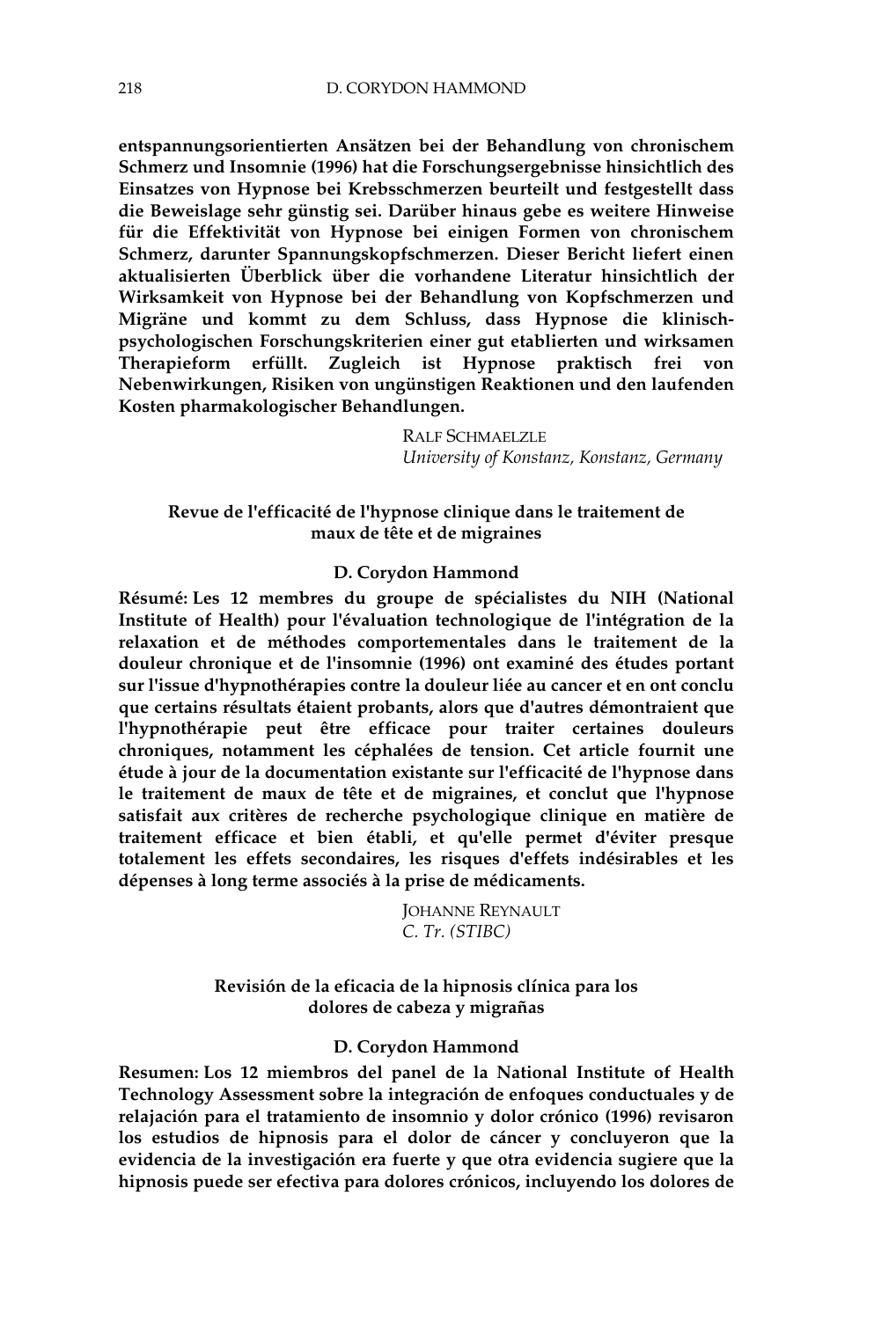**entspannungsorientierten Ansätzen bei der Behandlung von chronischem Schmerz und Insomnie (1996) hat die Forschungsergebnisse hinsichtlich des Einsatzes von Hypnose bei Krebsschmerzen beurteilt und festgestellt dass die Beweislage sehr günstig sei. Darüber hinaus gebe es weitere Hinweise für die Effektivität von Hypnose bei einigen Formen von chronischem Schmerz, darunter Spannungskopfschmerzen. Dieser Bericht liefert einen aktualisierten Überblick über die vorhandene Literatur hinsichtlich der Wirksamkeit von Hypnose bei der Behandlung von Kopfschmerzen und Migräne und kommt zu dem Schluss, dass Hypnose die klinisch-psychologischen Forschungskriterien einer gut etablierten und wirksamen Therapieform erfüllt. Zugleich ist Hypnose praktisch frei von Nebenwirkungen, Risiken von ungünstigen Reaktionen und den laufenden Kosten pharmakologischer Behandlungen.**

RALF SCHMAELZLE
*University of Konstanz, Konstanz, Germany*

**Revue de l'efficacité de l'hypnose clinique dans le traitement de maux de tête et de migraines**

**D. Corydon Hammond**

**Résumé: Les 12 membres du groupe de spécialistes du NIH (National Institute of Health) pour l'évaluation technologique de l'intégration de la relaxation et de méthodes comportementales dans le traitement de la douleur chronique et de l'insomnie (1996) ont examiné des études portant sur l'issue d'hypnothérapies contre la douleur liée au cancer et en ont conclu que certains résultats étaient probants, alors que d'autres démontraient que l'hypnothérapie peut être efficace pour traiter certaines douleurs chroniques, notamment les céphalées de tension. Cet article fournit une étude à jour de la documentation existante sur l'efficacité de l'hypnose dans le traitement de maux de tête et de migraines, et conclut que l'hypnose satisfait aux critères de recherche psychologique clinique en matière de traitement efficace et bien établi, et qu'elle permet d'éviter presque totalement les effets secondaires, les risques d'effets indésirables et les dépenses à long terme associés à la prise de médicaments.**

JOHANNE REYNAULT
*C. Tr. (STIBC)*

**Revisión de la eficacia de la hipnosis clínica para los dolores de cabeza y migrañas**

**D. Corydon Hammond**

**Resumen: Los 12 miembros del panel de la National Institute of Health Technology Assessment sobre la integración de enfoques conductuales y de relajación para el tratamiento de insomnio y dolor crónico (1996) revisaron los estudios de hipnosis para el dolor de cáncer y concluyeron que la evidencia de la investigación era fuerte y que otra evidencia sugiere que la hipnosis puede ser efectiva para dolores crónicos, incluyendo los dolores de**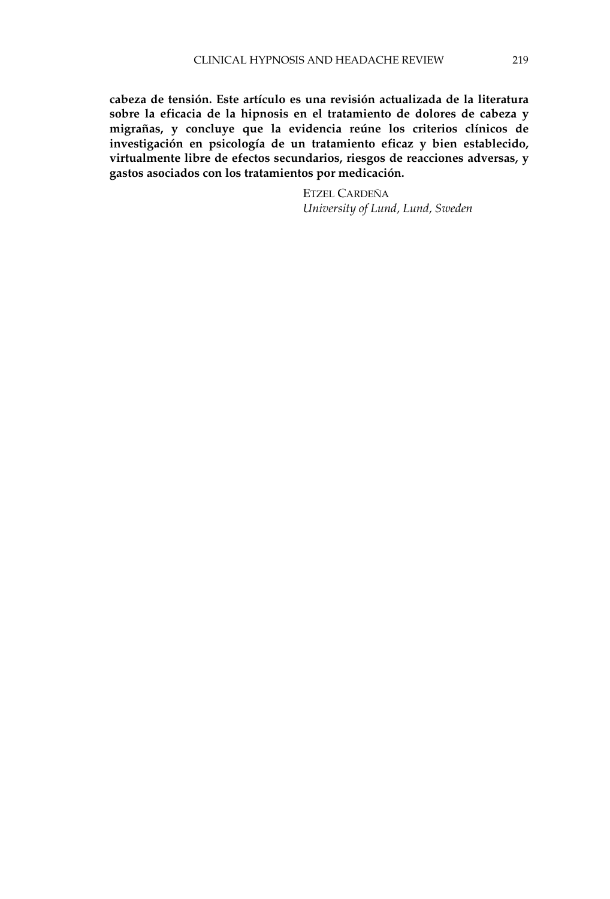**cabeza de tensión. Este artículo es una revisión actualizada de la literatura sobre la eficacia de la hipnosis en el tratamiento de dolores de cabeza y migrañas, y concluye que la evidencia reúne los criterios clínicos de investigación en psicología de un tratamiento eficaz y bien establecido, virtualmente libre de efectos secundarios, riesgos de reacciones adversas, y gastos asociados con los tratamientos por medicación.**

ETZEL CARDEÑA
*University of Lund, Lund, Sweden*